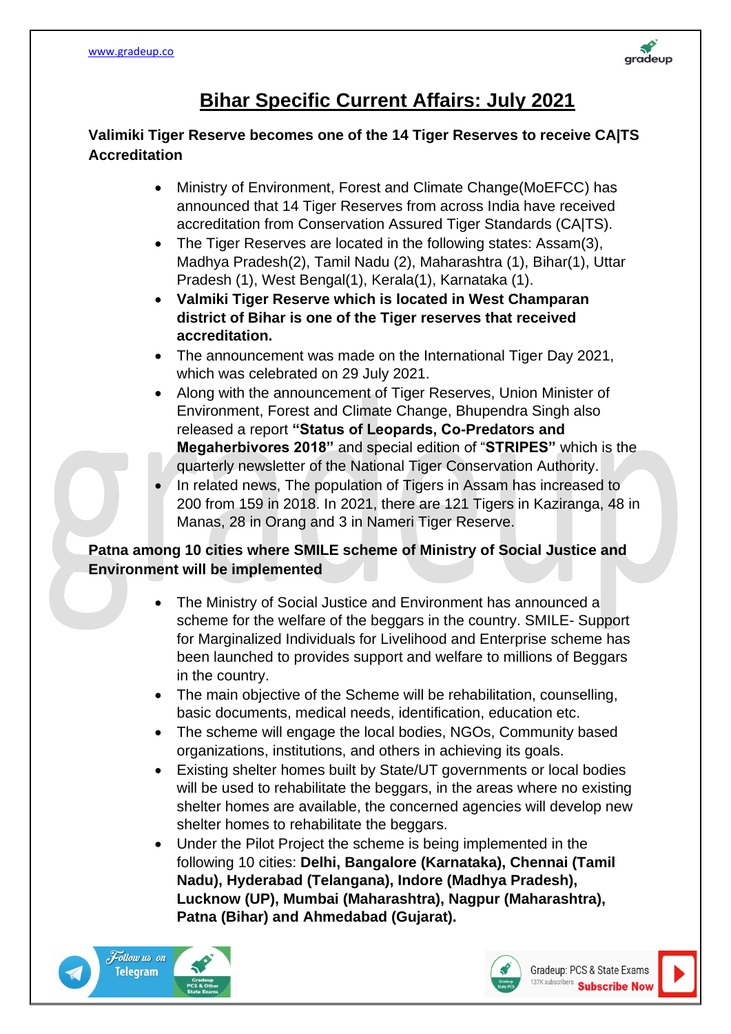# Bihar Specific Current Affairs: July 2021

## Valimiki Tiger Reserve becomes one of the 14 Tiger Reserves to receive CA|TS Accreditation

- Ministry of Environment, Forest and Climate Change(MoEFCC) has announced that 14 Tiger Reserves from across India have received accreditation from Conservation Assured Tiger Standards (CA|TS).
- The Tiger Reserves are located in the following states: Assam(3), Madhya Pradesh(2), Tamil Nadu (2), Maharashtra (1), Bihar(1), Uttar Pradesh (1), West Bengal(1), Kerala(1), Karnataka (1).
- **Valmiki Tiger Reserve which is located in West Champaran district of Bihar is one of the Tiger reserves that received accreditation.**
- The announcement was made on the International Tiger Day 2021, which was celebrated on 29 July 2021.
- Along with the announcement of Tiger Reserves, Union Minister of Environment, Forest and Climate Change, Bhupendra Singh also released a report **"Status of Leopards, Co-Predators and Megaherbivores 2018"** and special edition of "**STRIPES"** which is the quarterly newsletter of the National Tiger Conservation Authority.
- In related news, The population of Tigers in Assam has increased to 200 from 159 in 2018. In 2021, there are 121 Tigers in Kaziranga, 48 in Manas, 28 in Orang and 3 in Nameri Tiger Reserve.

## Patna among 10 cities where SMILE scheme of Ministry of Social Justice and Environment will be implemented

- The Ministry of Social Justice and Environment has announced a scheme for the welfare of the beggars in the country. SMILE- Support for Marginalized Individuals for Livelihood and Enterprise scheme has been launched to provides support and welfare to millions of Beggars in the country.
- The main objective of the Scheme will be rehabilitation, counselling, basic documents, medical needs, identification, education etc.
- The scheme will engage the local bodies, NGOs, Community based organizations, institutions, and others in achieving its goals.
- Existing shelter homes built by State/UT governments or local bodies will be used to rehabilitate the beggars, in the areas where no existing shelter homes are available, the concerned agencies will develop new shelter homes to rehabilitate the beggars.
- Under the Pilot Project the scheme is being implemented in the following 10 cities: **Delhi, Bangalore (Karnataka), Chennai (Tamil Nadu), Hyderabad (Telangana), Indore (Madhya Pradesh), Lucknow (UP), Mumbai (Maharashtra), Nagpur (Maharashtra), Patna (Bihar) and Ahmedabad (Gujarat).**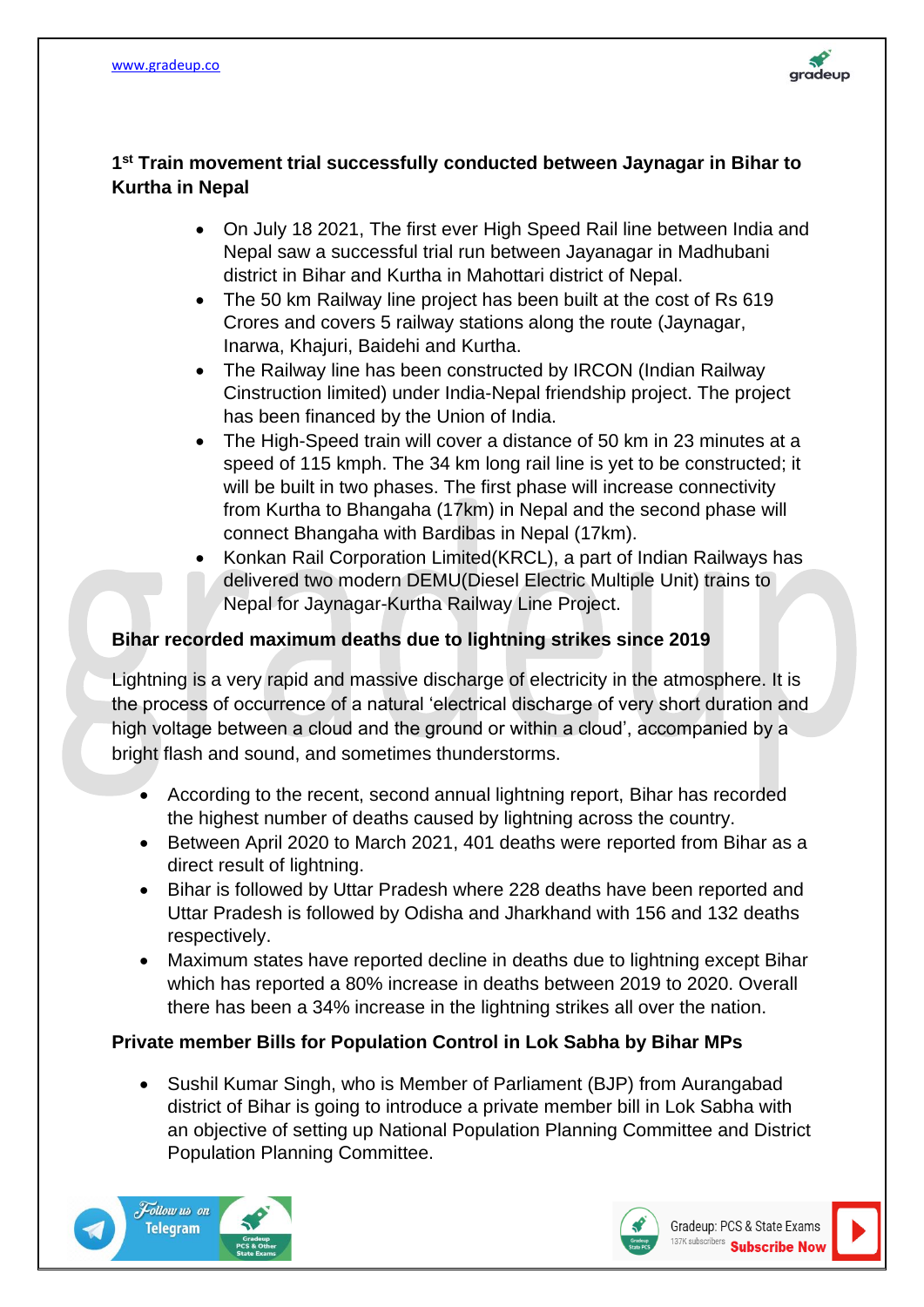### 1st Train movement trial successfully conducted between Jaynagar in Bihar to Kurtha in Nepal

- On July 18 2021, The first ever High Speed Rail line between India and Nepal saw a successful trial run between Jayanagar in Madhubani district in Bihar and Kurtha in Mahottari district of Nepal.
- The 50 km Railway line project has been built at the cost of Rs 619 Crores and covers 5 railway stations along the route (Jaynagar, Inarwa, Khajuri, Baidehi and Kurtha.
- The Railway line has been constructed by IRCON (Indian Railway Cinstruction limited) under India-Nepal friendship project. The project has been financed by the Union of India.
- The High-Speed train will cover a distance of 50 km in 23 minutes at a speed of 115 kmph. The 34 km long rail line is yet to be constructed; it will be built in two phases. The first phase will increase connectivity from Kurtha to Bhangaha (17km) in Nepal and the second phase will connect Bhangaha with Bardibas in Nepal (17km).
- Konkan Rail Corporation Limited(KRCL), a part of Indian Railways has delivered two modern DEMU(Diesel Electric Multiple Unit) trains to Nepal for Jaynagar-Kurtha Railway Line Project.

### Bihar recorded maximum deaths due to lightning strikes since 2019

Lightning is a very rapid and massive discharge of electricity in the atmosphere. It is the process of occurrence of a natural 'electrical discharge of very short duration and high voltage between a cloud and the ground or within a cloud', accompanied by a bright flash and sound, and sometimes thunderstorms.

- According to the recent, second annual lightning report, Bihar has recorded the highest number of deaths caused by lightning across the country.
- Between April 2020 to March 2021, 401 deaths were reported from Bihar as a direct result of lightning.
- Bihar is followed by Uttar Pradesh where 228 deaths have been reported and Uttar Pradesh is followed by Odisha and Jharkhand with 156 and 132 deaths respectively.
- Maximum states have reported decline in deaths due to lightning except Bihar which has reported a 80% increase in deaths between 2019 to 2020. Overall there has been a 34% increase in the lightning strikes all over the nation.

### Private member Bills for Population Control in Lok Sabha by Bihar MPs

- Sushil Kumar Singh, who is Member of Parliament (BJP) from Aurangabad district of Bihar is going to introduce a private member bill in Lok Sabha with an objective of setting up National Population Planning Committee and District Population Planning Committee.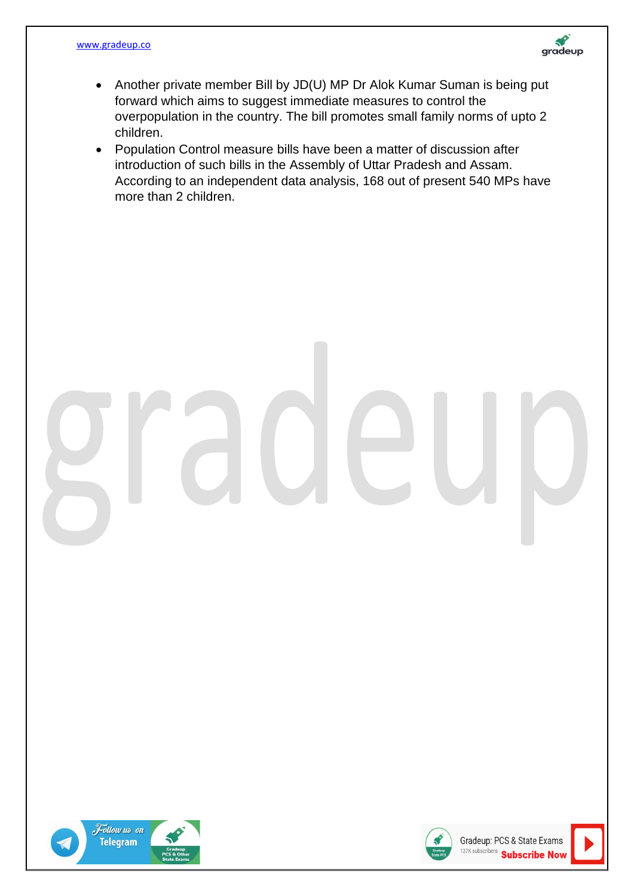- Another private member Bill by JD(U) MP Dr Alok Kumar Suman is being put forward which aims to suggest immediate measures to control the overpopulation in the country. The bill promotes small family norms of upto 2 children.
- Population Control measure bills have been a matter of discussion after introduction of such bills in the Assembly of Uttar Pradesh and Assam. According to an independent data analysis, 168 out of present 540 MPs have more than 2 children.